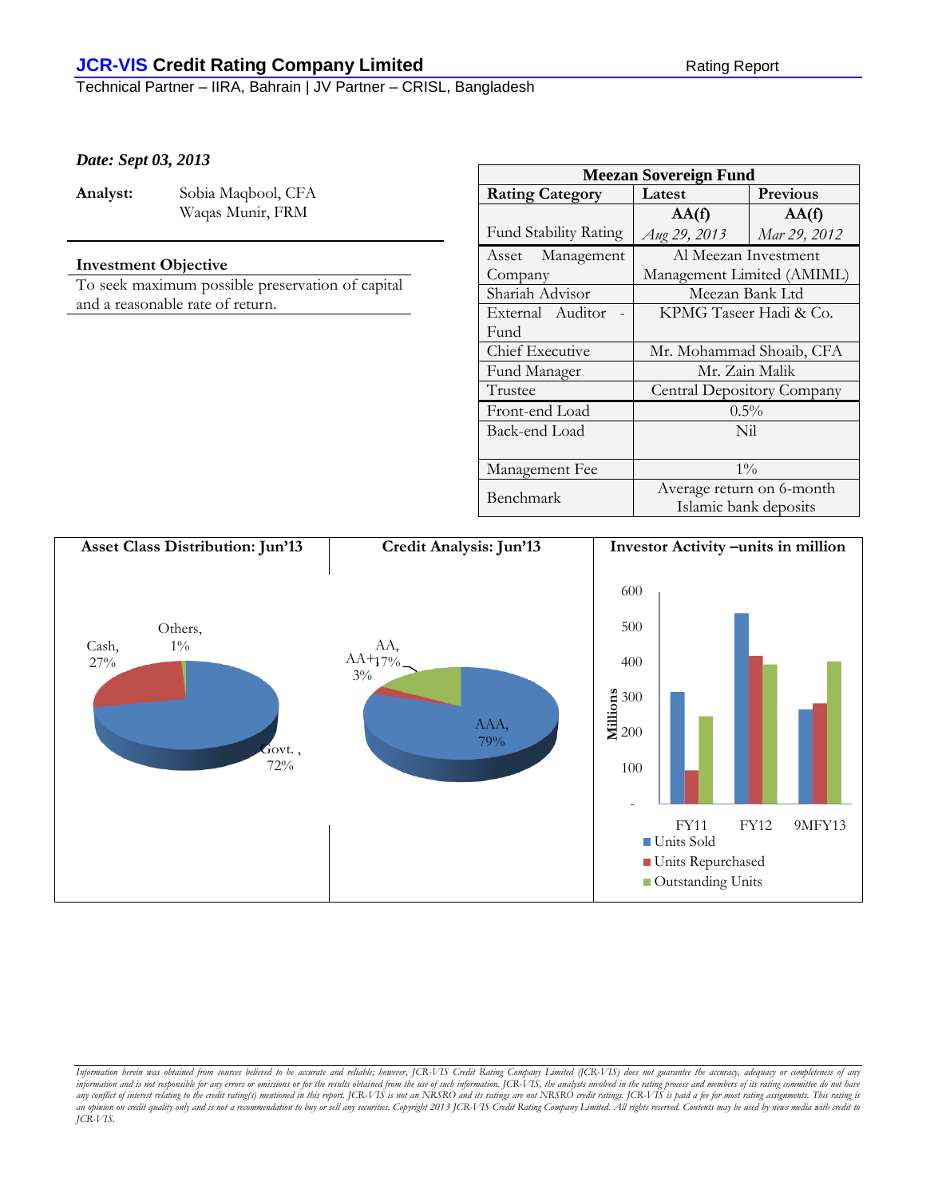# JCR-VIS Credit Rating Company Limited

Rating Report

Technical Partner – IIRA, Bahrain | JV Partner – CRISL, Bangladesh

***Date: Sept 03, 2013***

**Analyst:** Sobia Maqbool, CFA
Waqas Munir, FRM

**Investment Objective**

To seek maximum possible preservation of capital and a reasonable rate of return.

| Meezan Sovereign Fund | | |
|---|---|---|
| **Rating Category** | **Latest** | **Previous** |
| Fund Stability Rating | **AA(f)** *Aug 29, 2013* | **AA(f)** *Mar 29, 2012* |
| Asset Management Company | Al Meezan Investment Management Limited (AMIML) | |
| Shariah Advisor | Meezan Bank Ltd | |
| External Auditor - Fund | KPMG Taseer Hadi & Co. | |
| Chief Executive | Mr. Mohammad Shoaib, CFA | |
| Fund Manager | Mr. Zain Malik | |
| Trustee | Central Depository Company | |
| Front-end Load | 0.5% | |
| Back-end Load | Nil | |
| Management Fee | 1% | |
| Benchmark | Average return on 6-month Islamic bank deposits | |

**Asset Class Distribution: Jun'13**

Cash, 27%
Others, 1%
Govt., 72%

**Credit Analysis: Jun'13**

AA, 17%
AA+, 3%
AAA, 79%

**Investor Activity –units in million**

Millions
600
500
400
300
200
100
-
FY11 FY12 9MFY13
Units Sold
Units Repurchased
Outstanding Units

*Information herein was obtained from sources believed to be accurate and reliable; however, JCR-VIS Credit Rating Company Limited (JCR-VIS) does not guarantee the accuracy, adequacy or completeness of any information and is not responsible for any errors or omissions or for the results obtained from the use of such information. JCR-VIS, the analysts involved in the rating process and members of its rating committee do not have any conflict of interest relating to the credit rating(s) mentioned in this report. JCR-VIS is not an NRSRO and its ratings are not NRSRO credit ratings. JCR-VIS is paid a fee for most rating assignments. This rating is an opinion on credit quality only and is not a recommendation to buy or sell any securities. Copyright 2013 JCR-VIS Credit Rating Company Limited. All rights reserved. Contents may be used by news media with credit to JCR-VIS.*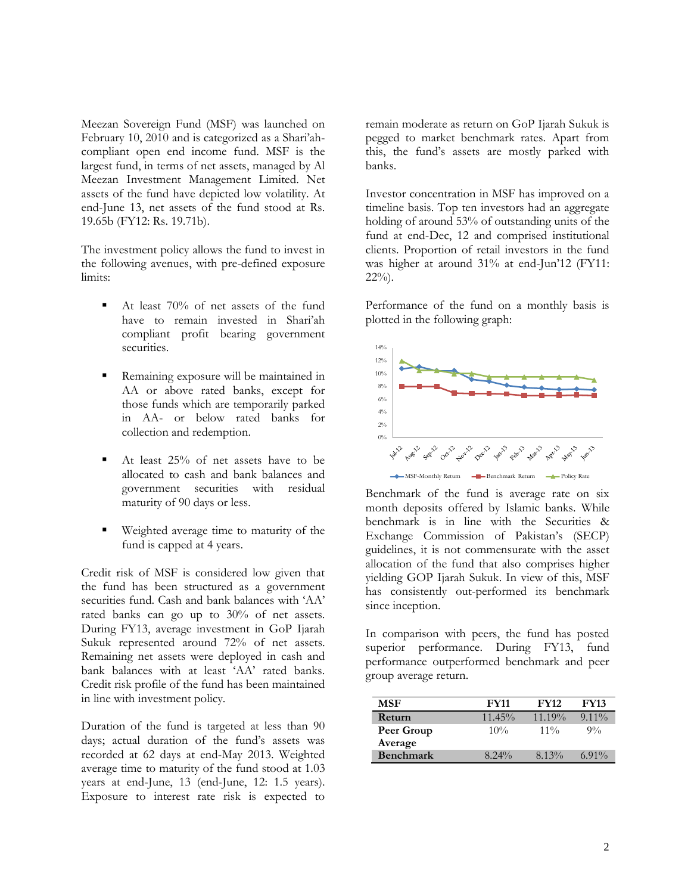Meezan Sovereign Fund (MSF) was launched on February 10, 2010 and is categorized as a Shari'ah-compliant open end income fund. MSF is the largest fund, in terms of net assets, managed by Al Meezan Investment Management Limited. Net assets of the fund have depicted low volatility. At end-June 13, net assets of the fund stood at Rs. 19.65b (FY12: Rs. 19.71b).

The investment policy allows the fund to invest in the following avenues, with pre-defined exposure limits:

- At least 70% of net assets of the fund have to remain invested in Shari'ah compliant profit bearing government securities.
- Remaining exposure will be maintained in AA or above rated banks, except for those funds which are temporarily parked in AA- or below rated banks for collection and redemption.
- At least 25% of net assets have to be allocated to cash and bank balances and government securities with residual maturity of 90 days or less.
- Weighted average time to maturity of the fund is capped at 4 years.

Credit risk of MSF is considered low given that the fund has been structured as a government securities fund. Cash and bank balances with 'AA' rated banks can go up to 30% of net assets. During FY13, average investment in GoP Ijarah Sukuk represented around 72% of net assets. Remaining net assets were deployed in cash and bank balances with at least 'AA' rated banks. Credit risk profile of the fund has been maintained in line with investment policy.

Duration of the fund is targeted at less than 90 days; actual duration of the fund's assets was recorded at 62 days at end-May 2013. Weighted average time to maturity of the fund stood at 1.03 years at end-June, 13 (end-June, 12: 1.5 years). Exposure to interest rate risk is expected to remain moderate as return on GoP Ijarah Sukuk is pegged to market benchmark rates. Apart from this, the fund's assets are mostly parked with banks.

Investor concentration in MSF has improved on a timeline basis. Top ten investors had an aggregate holding of around 53% of outstanding units of the fund at end-Dec, 12 and comprised institutional clients. Proportion of retail investors in the fund was higher at around 31% at end-Jun'12 (FY11: 22%).

Performance of the fund on a monthly basis is plotted in the following graph:

14%
12%
10%
8%
6%
4%
2%
0%

Jul-12 Aug-12 Sep-12 Oct-12 Nov-12 Dec-12 Jan-13 Feb-13 Mar-13 Apr-13 May-13 Jun-13

MSF-Monthly Return — Benchmark Return — Policy Rate

Benchmark of the fund is average rate on six month deposits offered by Islamic banks. While benchmark is in line with the Securities & Exchange Commission of Pakistan's (SECP) guidelines, it is not commensurate with the asset allocation of the fund that also comprises higher yielding GOP Ijarah Sukuk. In view of this, MSF has consistently out-performed its benchmark since inception.

In comparison with peers, the fund has posted superior performance. During FY13, fund performance outperformed benchmark and peer group average return.

| MSF | FY11 | FY12 | FY13 |
|---|---|---|---|
| **Return** | 11.45% | 11.19% | 9.11% |
| **Peer Group Average** | 10% | 11% | 9% |
| **Benchmark** | 8.24% | 8.13% | 6.91% |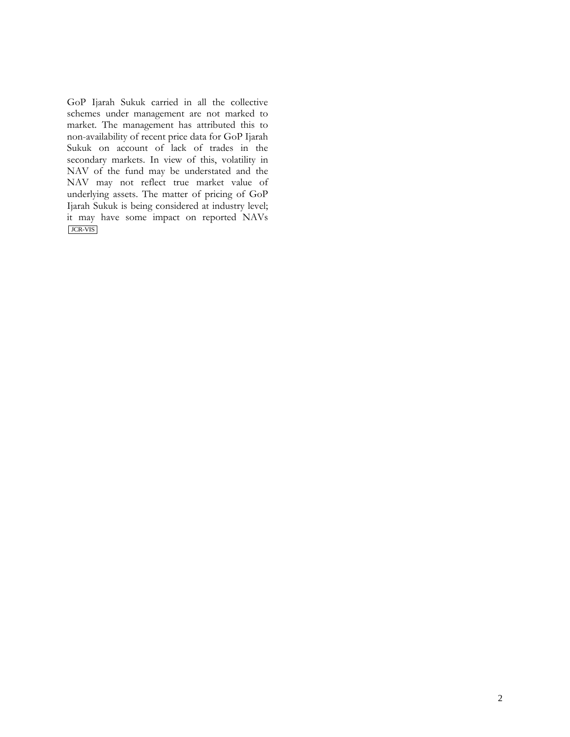GoP Ijarah Sukuk carried in all the collective schemes under management are not marked to market. The management has attributed this to non-availability of recent price data for GoP Ijarah Sukuk on account of lack of trades in the secondary markets. In view of this, volatility in NAV of the fund may be understated and the NAV may not reflect true market value of underlying assets. The matter of pricing of GoP Ijarah Sukuk is being considered at industry level; it may have some impact on reported NAVs

JCR-VIS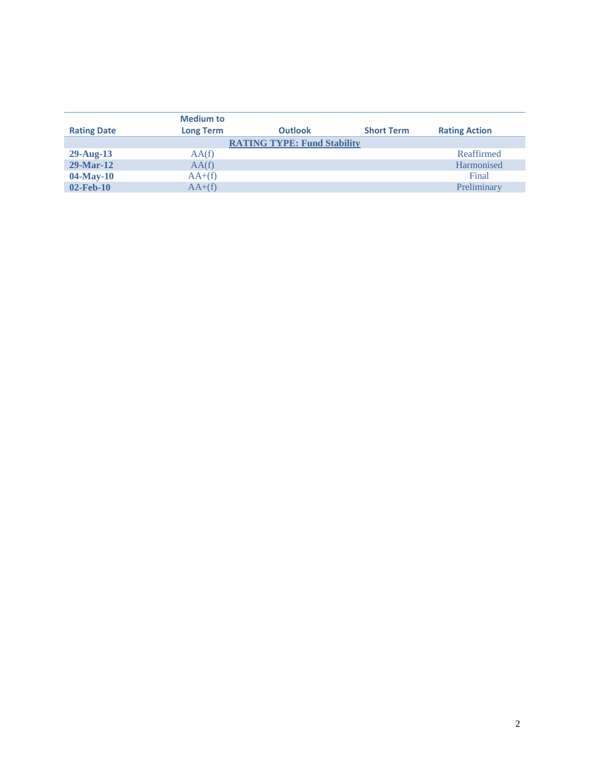| Rating Date | Medium to Long Term | Outlook | Short Term | Rating Action |
|---|---|---|---|---|
| | | **RATING TYPE: Fund Stability** | | |
| **29-Aug-13** | AA(f) | | | Reaffirmed |
| **29-Mar-12** | AA(f) | | | Harmonised |
| **04-May-10** | AA+(f) | | | Final |
| **02-Feb-10** | AA+(f) | | | Preliminary |